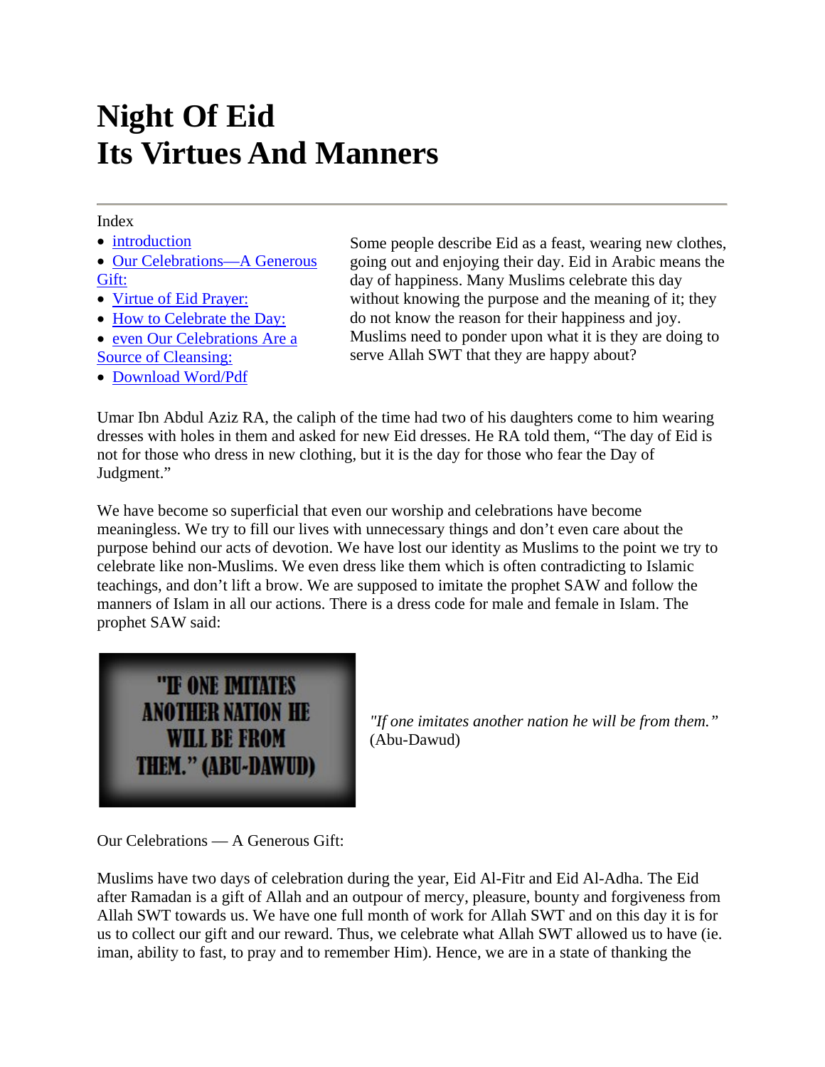# Night Of Eid
# Its Virtues And Manners

Index

- introduction
- Our Celebrations—A Generous Gift:
- Virtue of Eid Prayer:
- How to Celebrate the Day:
- even Our Celebrations Are a Source of Cleansing:
- Download Word/Pdf

Some people describe Eid as a feast, wearing new clothes, going out and enjoying their day. Eid in Arabic means the day of happiness. Many Muslims celebrate this day without knowing the purpose and the meaning of it; they do not know the reason for their happiness and joy. Muslims need to ponder upon what it is they are doing to serve Allah SWT that they are happy about?

Umar Ibn Abdul Aziz RA, the caliph of the time had two of his daughters come to him wearing dresses with holes in them and asked for new Eid dresses. He RA told them, "The day of Eid is not for those who dress in new clothing, but it is the day for those who fear the Day of Judgment."

We have become so superficial that even our worship and celebrations have become meaningless. We try to fill our lives with unnecessary things and don't even care about the purpose behind our acts of devotion. We have lost our identity as Muslims to the point we try to celebrate like non-Muslims. We even dress like them which is often contradicting to Islamic teachings, and don't lift a brow. We are supposed to imitate the prophet SAW and follow the manners of Islam in all our actions. There is a dress code for male and female in Islam. The prophet SAW said:

"IF ONE IMITATES ANOTHER NATION HE WILL BE FROM THEM." (ABU-DAWUD)

*"If one imitates another nation he will be from them."* (Abu-Dawud)

Our Celebrations — A Generous Gift:

Muslims have two days of celebration during the year, Eid Al-Fitr and Eid Al-Adha. The Eid after Ramadan is a gift of Allah and an outpour of mercy, pleasure, bounty and forgiveness from Allah SWT towards us. We have one full month of work for Allah SWT and on this day it is for us to collect our gift and our reward. Thus, we celebrate what Allah SWT allowed us to have (ie. iman, ability to fast, to pray and to remember Him). Hence, we are in a state of thanking the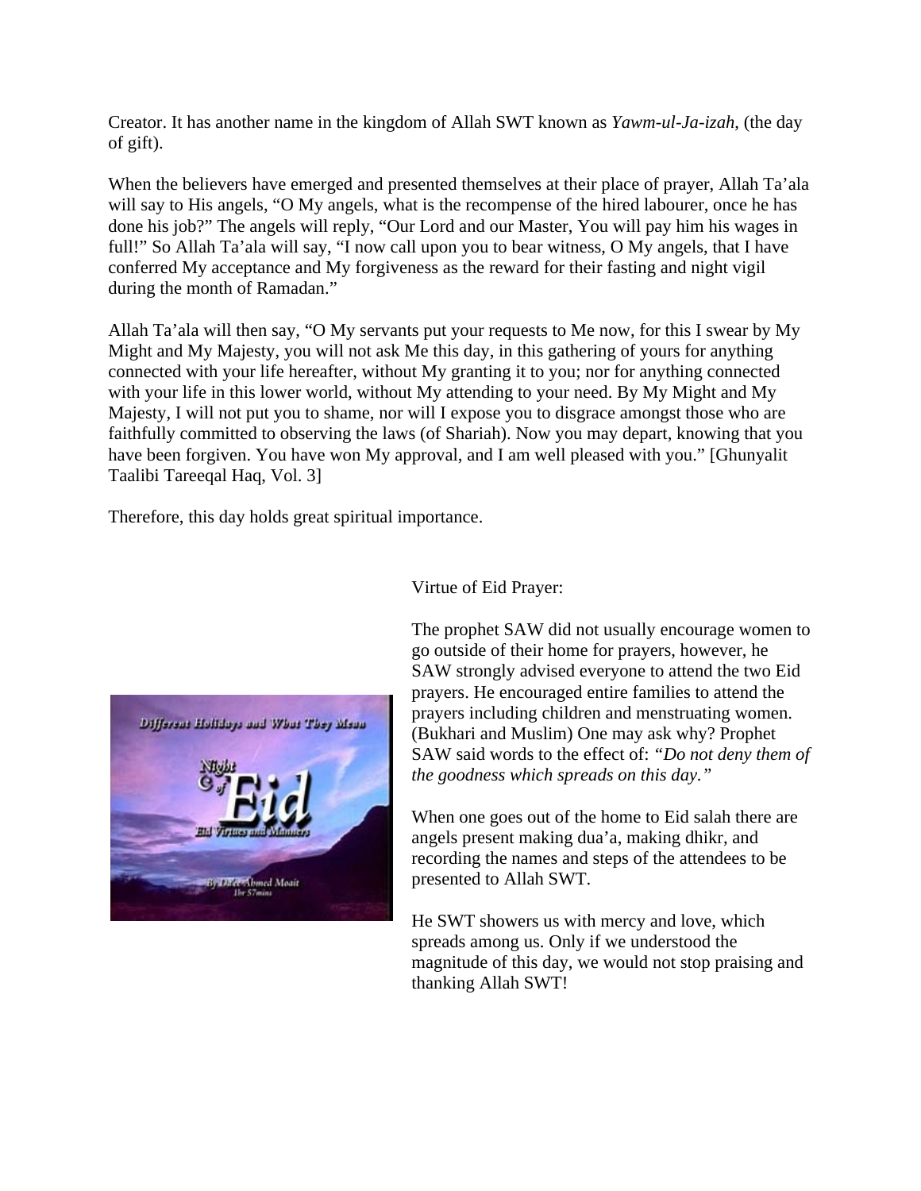Creator. It has another name in the kingdom of Allah SWT known as *Yawm-ul-Ja-izah*, (the day of gift).

When the believers have emerged and presented themselves at their place of prayer, Allah Ta'ala will say to His angels, "O My angels, what is the recompense of the hired labourer, once he has done his job?" The angels will reply, "Our Lord and our Master, You will pay him his wages in full!" So Allah Ta'ala will say, "I now call upon you to bear witness, O My angels, that I have conferred My acceptance and My forgiveness as the reward for their fasting and night vigil during the month of Ramadan."

Allah Ta'ala will then say, "O My servants put your requests to Me now, for this I swear by My Might and My Majesty, you will not ask Me this day, in this gathering of yours for anything connected with your life hereafter, without My granting it to you; nor for anything connected with your life in this lower world, without My attending to your need. By My Might and My Majesty, I will not put you to shame, nor will I expose you to disgrace amongst those who are faithfully committed to observing the laws (of Shariah). Now you may depart, knowing that you have been forgiven. You have won My approval, and I am well pleased with you." [Ghunyalit Taalibi Tareeqal Haq, Vol. 3]

Therefore, this day holds great spiritual importance.

Virtue of Eid Prayer:

The prophet SAW did not usually encourage women to go outside of their home for prayers, however, he SAW strongly advised everyone to attend the two Eid prayers. He encouraged entire families to attend the prayers including children and menstruating women. (Bukhari and Muslim) One may ask why? Prophet SAW said words to the effect of: *"Do not deny them of the goodness which spreads on this day."*

When one goes out of the home to Eid salah there are angels present making dua'a, making dhikr, and recording the names and steps of the attendees to be presented to Allah SWT.

He SWT showers us with mercy and love, which spreads among us. Only if we understood the magnitude of this day, we would not stop praising and thanking Allah SWT!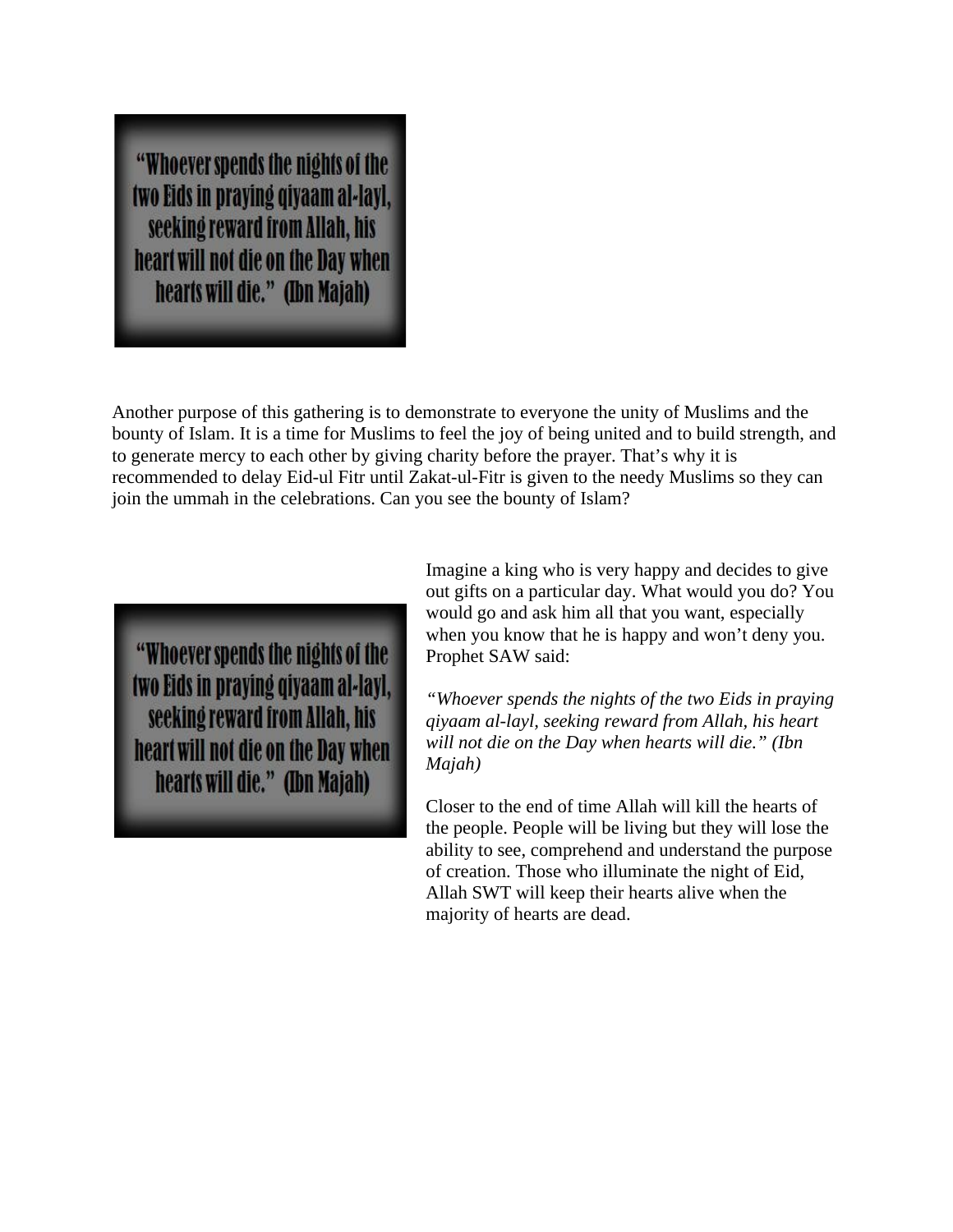"Whoever spends the nights of the two Eids in praying qiyaam al-layl, seeking reward from Allah, his heart will not die on the Day when hearts will die." (Ibn Majah)

Another purpose of this gathering is to demonstrate to everyone the unity of Muslims and the bounty of Islam. It is a time for Muslims to feel the joy of being united and to build strength, and to generate mercy to each other by giving charity before the prayer. That's why it is recommended to delay Eid-ul Fitr until Zakat-ul-Fitr is given to the needy Muslims so they can join the ummah in the celebrations. Can you see the bounty of Islam?

"Whoever spends the nights of the two Eids in praying qiyaam al-layl, seeking reward from Allah, his heart will not die on the Day when hearts will die." (Ibn Majah)

Imagine a king who is very happy and decides to give out gifts on a particular day. What would you do? You would go and ask him all that you want, especially when you know that he is happy and won't deny you. Prophet SAW said:

*"Whoever spends the nights of the two Eids in praying qiyaam al-layl, seeking reward from Allah, his heart will not die on the Day when hearts will die." (Ibn Majah)*

Closer to the end of time Allah will kill the hearts of the people. People will be living but they will lose the ability to see, comprehend and understand the purpose of creation. Those who illuminate the night of Eid, Allah SWT will keep their hearts alive when the majority of hearts are dead.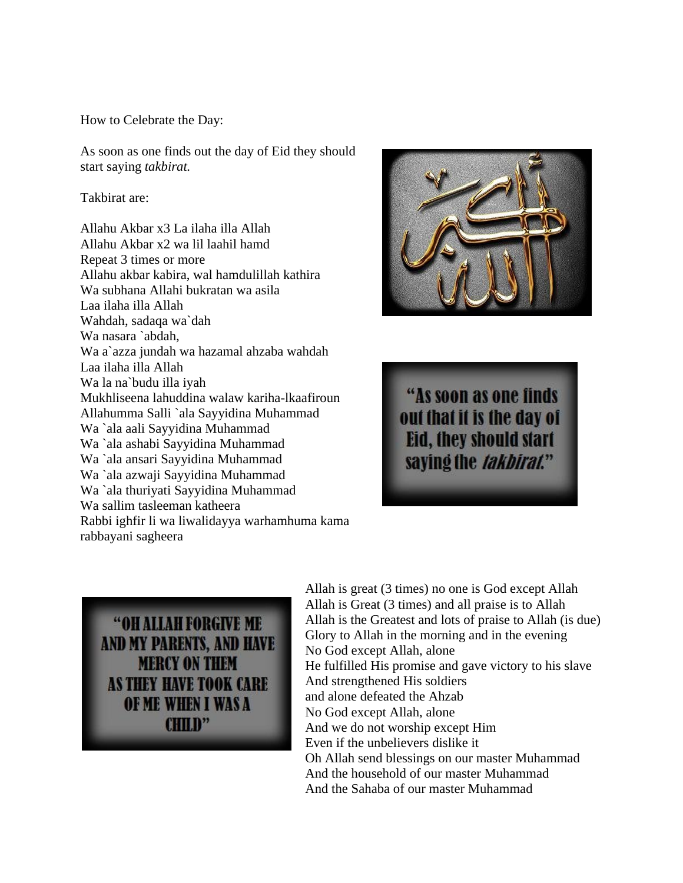How to Celebrate the Day:

As soon as one finds out the day of Eid they should start saying *takbirat.*

Takbirat are:

Allahu Akbar x3 La ilaha illa Allah
Allahu Akbar x2 wa lil laahil hamd
Repeat 3 times or more
Allahu akbar kabira, wal hamdulillah kathira
Wa subhana Allahi bukratan wa asila
Laa ilaha illa Allah
Wahdah, sadaqa wa`dah
Wa nasara `abdah,
Wa a`azza jundah wa hazamal ahzaba wahdah
Laa ilaha illa Allah
Wa la na`budu illa iyah
Mukhliseena lahuddina walaw kariha-lkaafiroun
Allahumma Salli `ala Sayyidina Muhammad
Wa `ala aali Sayyidina Muhammad
Wa `ala ashabi Sayyidina Muhammad
Wa `ala ansari Sayyidina Muhammad
Wa `ala azwaji Sayyidina Muhammad
Wa `ala thuriyati Sayyidina Muhammad
Wa sallim tasleeman katheera
Rabbi ighfir li wa liwalidayya warhamhuma kama rabbayani sagheera

"As soon as one finds out that it is the day of Eid, they should start saying the *takbirat.*"

"OH ALLAH FORGIVE ME AND MY PARENTS, AND HAVE MERCY ON THEM AS THEY HAVE TOOK CARE OF ME WHEN I WAS A CHILD"

Allah is great (3 times) no one is God except Allah
Allah is Great (3 times) and all praise is to Allah
Allah is the Greatest and lots of praise to Allah (is due)
Glory to Allah in the morning and in the evening
No God except Allah, alone
He fulfilled His promise and gave victory to his slave
And strengthened His soldiers
and alone defeated the Ahzab
No God except Allah, alone
And we do not worship except Him
Even if the unbelievers dislike it
Oh Allah send blessings on our master Muhammad
And the household of our master Muhammad
And the Sahaba of our master Muhammad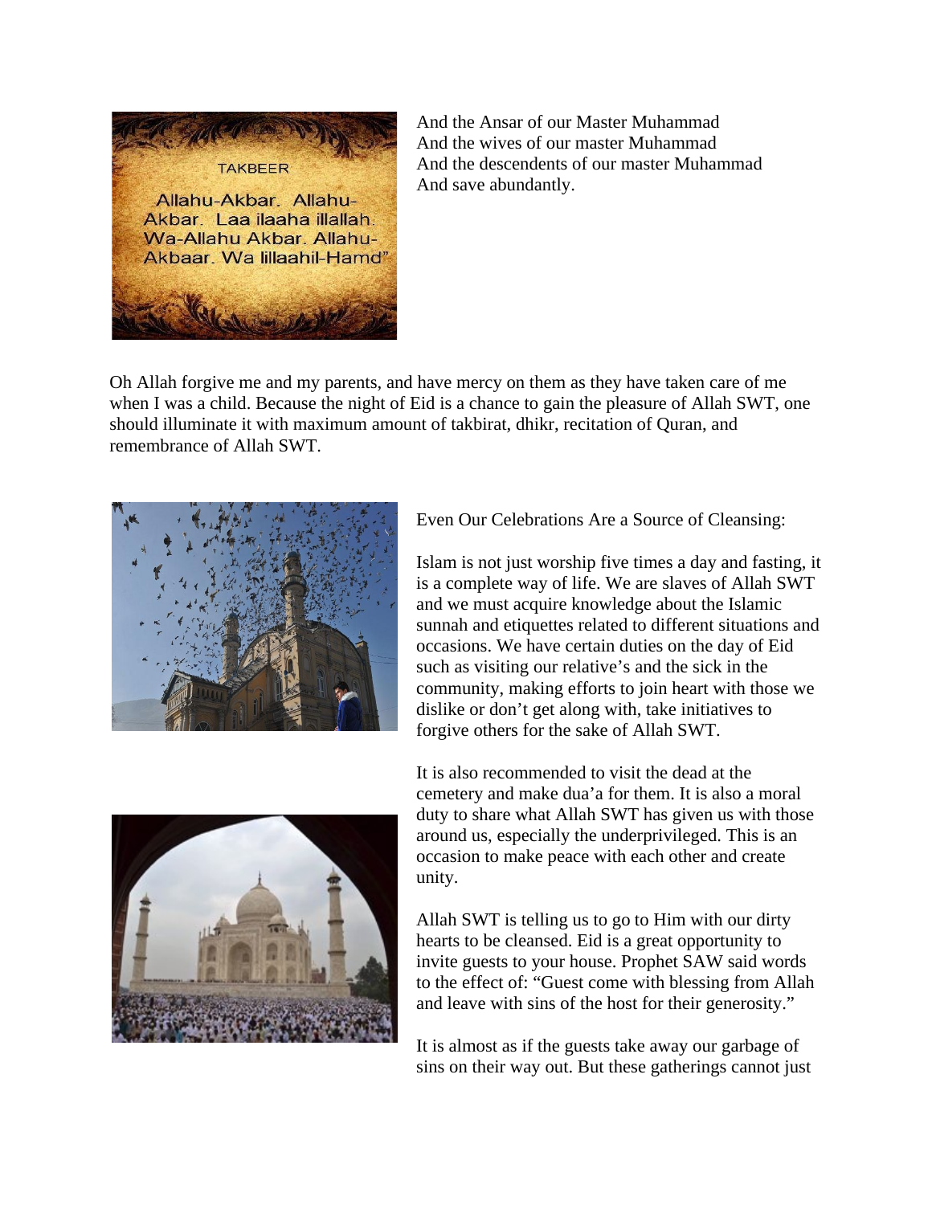And the Ansar of our Master Muhammad
And the wives of our master Muhammad
And the descendents of our master Muhammad
And save abundantly.

Oh Allah forgive me and my parents, and have mercy on them as they have taken care of me when I was a child. Because the night of Eid is a chance to gain the pleasure of Allah SWT, one should illuminate it with maximum amount of takbirat, dhikr, recitation of Quran, and remembrance of Allah SWT.

Even Our Celebrations Are a Source of Cleansing:

Islam is not just worship five times a day and fasting, it is a complete way of life. We are slaves of Allah SWT and we must acquire knowledge about the Islamic sunnah and etiquettes related to different situations and occasions. We have certain duties on the day of Eid such as visiting our relative's and the sick in the community, making efforts to join heart with those we dislike or don't get along with, take initiatives to forgive others for the sake of Allah SWT.

It is also recommended to visit the dead at the cemetery and make dua'a for them. It is also a moral duty to share what Allah SWT has given us with those around us, especially the underprivileged. This is an occasion to make peace with each other and create unity.

Allah SWT is telling us to go to Him with our dirty hearts to be cleansed. Eid is a great opportunity to invite guests to your house. Prophet SAW said words to the effect of: "Guest come with blessing from Allah and leave with sins of the host for their generosity."

It is almost as if the guests take away our garbage of sins on their way out. But these gatherings cannot just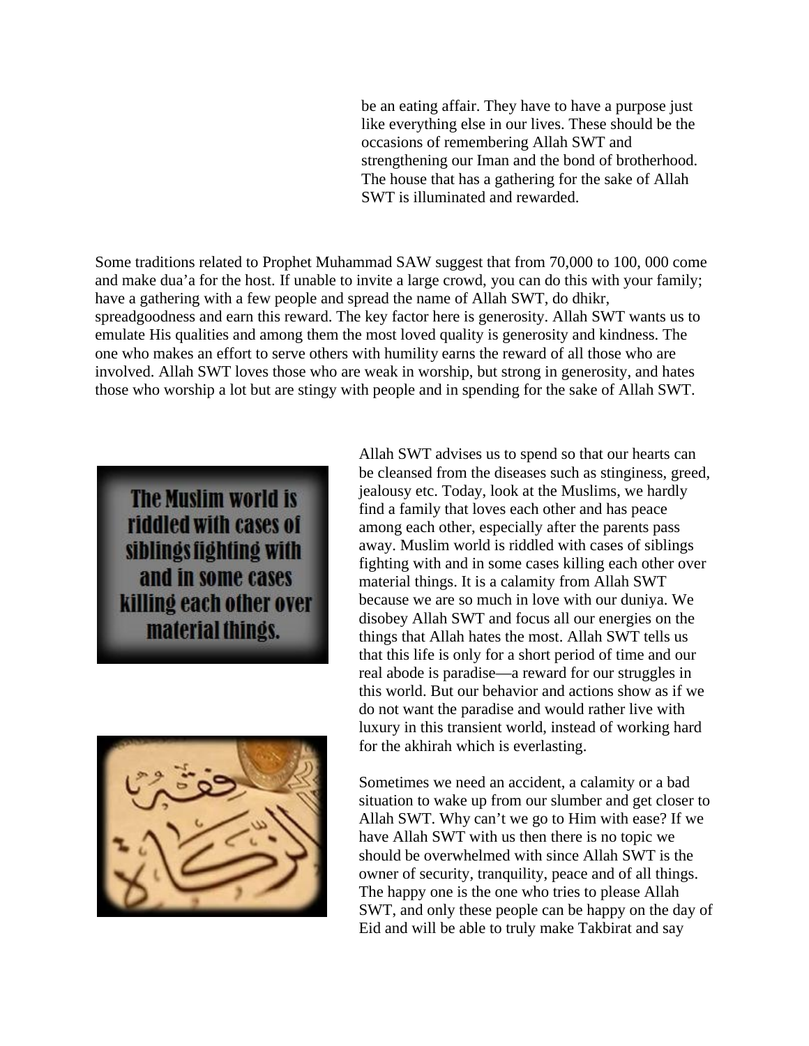be an eating affair. They have to have a purpose just like everything else in our lives. These should be the occasions of remembering Allah SWT and strengthening our Iman and the bond of brotherhood. The house that has a gathering for the sake of Allah SWT is illuminated and rewarded.

Some traditions related to Prophet Muhammad SAW suggest that from 70,000 to 100, 000 come and make dua'a for the host. If unable to invite a large crowd, you can do this with your family; have a gathering with a few people and spread the name of Allah SWT, do dhikr, spreadgoodness and earn this reward. The key factor here is generosity. Allah SWT wants us to emulate His qualities and among them the most loved quality is generosity and kindness. The one who makes an effort to serve others with humility earns the reward of all those who are involved. Allah SWT loves those who are weak in worship, but strong in generosity, and hates those who worship a lot but are stingy with people and in spending for the sake of Allah SWT.

The Muslim world is riddled with cases of siblings fighting with and in some cases killing each other over material things.

Allah SWT advises us to spend so that our hearts can be cleansed from the diseases such as stinginess, greed, jealousy etc. Today, look at the Muslims, we hardly find a family that loves each other and has peace among each other, especially after the parents pass away. Muslim world is riddled with cases of siblings fighting with and in some cases killing each other over material things. It is a calamity from Allah SWT because we are so much in love with our duniya. We disobey Allah SWT and focus all our energies on the things that Allah hates the most. Allah SWT tells us that this life is only for a short period of time and our real abode is paradise—a reward for our struggles in this world. But our behavior and actions show as if we do not want the paradise and would rather live with luxury in this transient world, instead of working hard for the akhirah which is everlasting.

Sometimes we need an accident, a calamity or a bad situation to wake up from our slumber and get closer to Allah SWT. Why can't we go to Him with ease? If we have Allah SWT with us then there is no topic we should be overwhelmed with since Allah SWT is the owner of security, tranquility, peace and of all things. The happy one is the one who tries to please Allah SWT, and only these people can be happy on the day of Eid and will be able to truly make Takbirat and say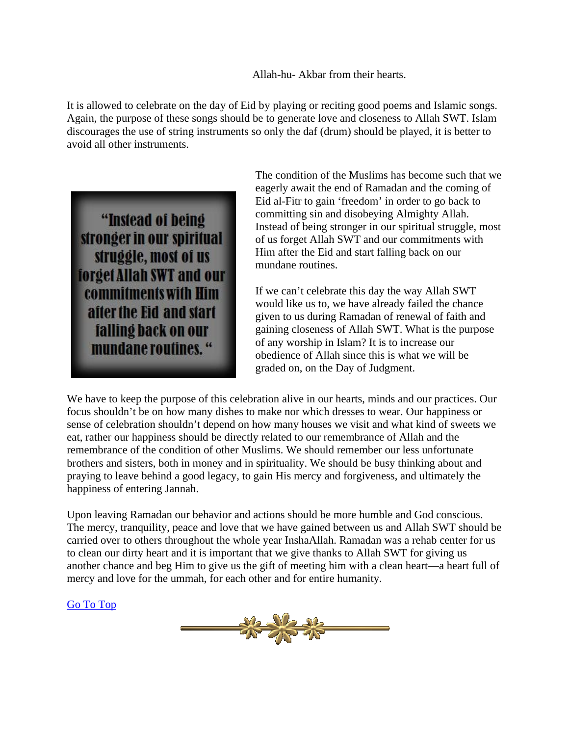Allah-hu- Akbar from their hearts.

It is allowed to celebrate on the day of Eid by playing or reciting good poems and Islamic songs. Again, the purpose of these songs should be to generate love and closeness to Allah SWT. Islam discourages the use of string instruments so only the daf (drum) should be played, it is better to avoid all other instruments.

"Instead of being stronger in our spiritual struggle, most of us forget Allah SWT and our commitments with Him after the Eid and start falling back on our mundane routines. "

The condition of the Muslims has become such that we eagerly await the end of Ramadan and the coming of Eid al-Fitr to gain 'freedom' in order to go back to committing sin and disobeying Almighty Allah. Instead of being stronger in our spiritual struggle, most of us forget Allah SWT and our commitments with Him after the Eid and start falling back on our mundane routines.

If we can't celebrate this day the way Allah SWT would like us to, we have already failed the chance given to us during Ramadan of renewal of faith and gaining closeness of Allah SWT. What is the purpose of any worship in Islam? It is to increase our obedience of Allah since this is what we will be graded on, on the Day of Judgment.

We have to keep the purpose of this celebration alive in our hearts, minds and our practices. Our focus shouldn't be on how many dishes to make nor which dresses to wear. Our happiness or sense of celebration shouldn't depend on how many houses we visit and what kind of sweets we eat, rather our happiness should be directly related to our remembrance of Allah and the remembrance of the condition of other Muslims. We should remember our less unfortunate brothers and sisters, both in money and in spirituality. We should be busy thinking about and praying to leave behind a good legacy, to gain His mercy and forgiveness, and ultimately the happiness of entering Jannah.

Upon leaving Ramadan our behavior and actions should be more humble and God conscious. The mercy, tranquility, peace and love that we have gained between us and Allah SWT should be carried over to others throughout the whole year InshaAllah. Ramadan was a rehab center for us to clean our dirty heart and it is important that we give thanks to Allah SWT for giving us another chance and beg Him to give us the gift of meeting him with a clean heart—a heart full of mercy and love for the ummah, for each other and for entire humanity.

Go To Top